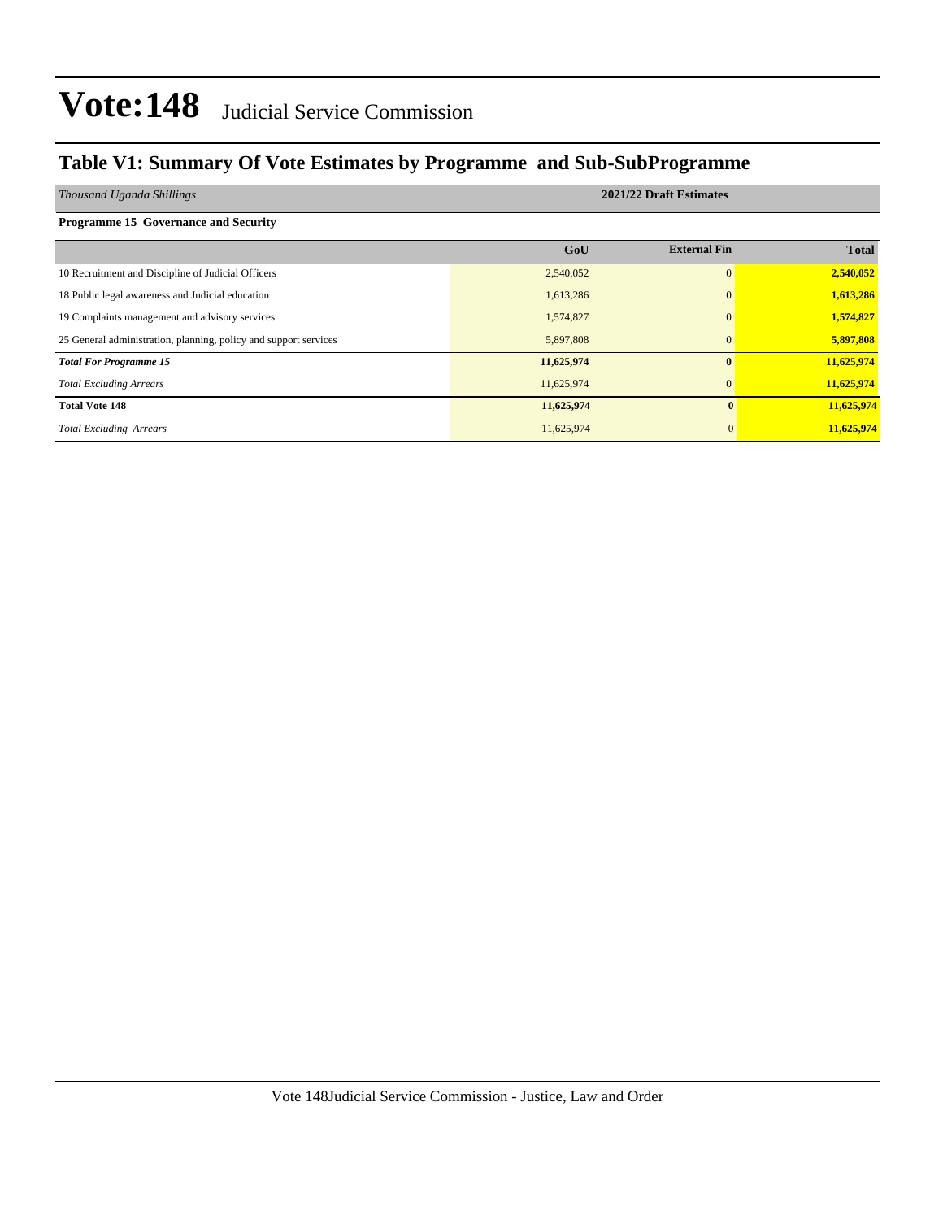# Vote:148 Judicial Service Commission

## Table V1: Summary Of Vote Estimates by Programme and Sub-SubProgramme

| *Thousand Uganda Shillings* | 2021/22 Draft Estimates | | |
|---|---|---|---|
| **Programme 15 Governance and Security** | | | |
| | **GoU** | **External Fin** | **Total** |
| 10 Recruitment and Discipline of Judicial Officers | 2,540,052 | 0 | **2,540,052** |
| 18 Public legal awareness and Judicial education | 1,613,286 | 0 | **1,613,286** |
| 19 Complaints management and advisory services | 1,574,827 | 0 | **1,574,827** |
| 25 General administration, planning, policy and support services | 5,897,808 | 0 | **5,897,808** |
| ***Total For Programme 15*** | **11,625,974** | **0** | **11,625,974** |
| *Total Excluding Arrears* | 11,625,974 | 0 | **11,625,974** |
| **Total Vote 148** | **11,625,974** | **0** | **11,625,974** |
| *Total Excluding Arrears* | 11,625,974 | 0 | **11,625,974** |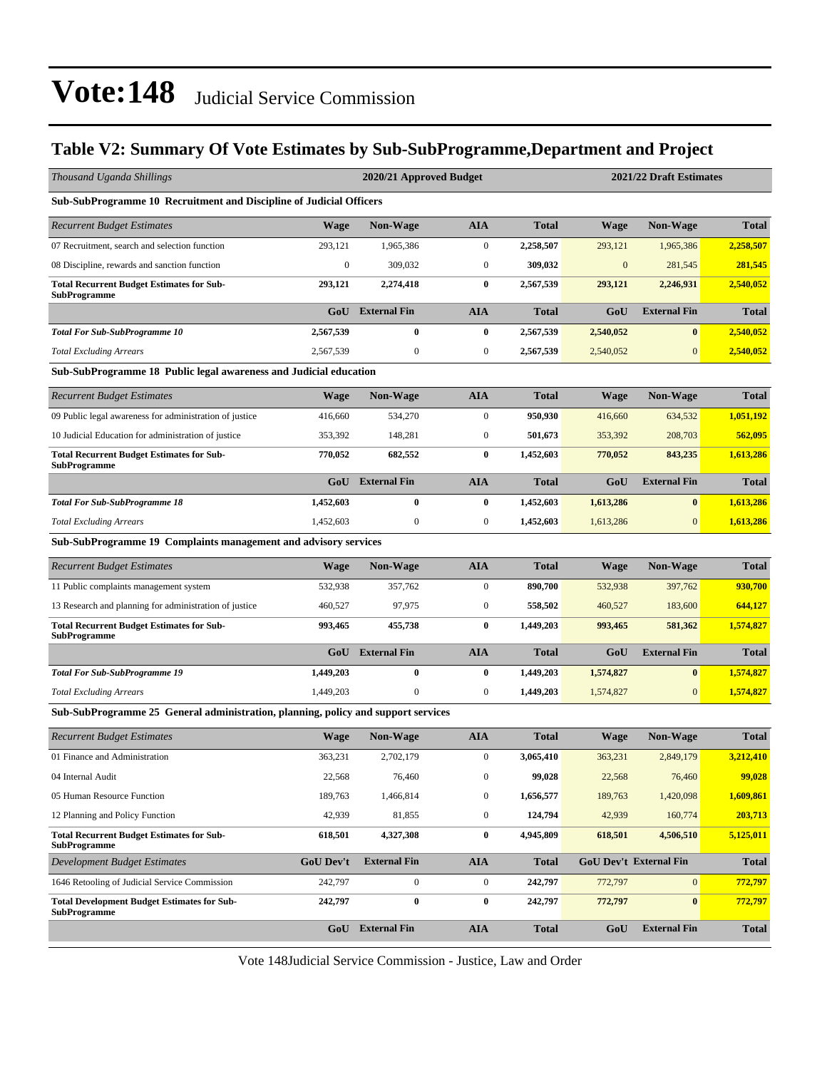# Vote:148 Judicial Service Commission

## Table V2: Summary Of Vote Estimates by Sub-SubProgramme,Department and Project

| *Thousand Uganda Shillings* | 2020/21 Approved Budget | | | | 2021/22 Draft Estimates | | |
|---|---|---|---|---|---|---|---|
| **Sub-SubProgramme 10 Recruitment and Discipline of Judicial Officers** | | | | | | | |
| *Recurrent Budget Estimates* | **Wage** | **Non-Wage** | **AIA** | **Total** | **Wage** | **Non-Wage** | **Total** |
| 07 Recruitment, search and selection function | 293,121 | 1,965,386 | 0 | **2,258,507** | 293,121 | 1,965,386 | **2,258,507** |
| 08 Discipline, rewards and sanction function | 0 | 309,032 | 0 | **309,032** | 0 | 281,545 | **281,545** |
| **Total Recurrent Budget Estimates for Sub-SubProgramme** | **293,121** | **2,274,418** | **0** | **2,567,539** | **293,121** | **2,246,931** | **2,540,052** |
| | **GoU** | **External Fin** | **AIA** | **Total** | **GoU** | **External Fin** | **Total** |
| ***Total For Sub-SubProgramme 10*** | **2,567,539** | **0** | **0** | **2,567,539** | **2,540,052** | **0** | **2,540,052** |
| *Total Excluding Arrears* | 2,567,539 | 0 | 0 | **2,567,539** | 2,540,052 | 0 | **2,540,052** |
| **Sub-SubProgramme 18 Public legal awareness and Judicial education** | | | | | | | |
| *Recurrent Budget Estimates* | **Wage** | **Non-Wage** | **AIA** | **Total** | **Wage** | **Non-Wage** | **Total** |
| 09 Public legal awareness for administration of justice | 416,660 | 534,270 | 0 | **950,930** | 416,660 | 634,532 | **1,051,192** |
| 10 Judicial Education for administration of justice | 353,392 | 148,281 | 0 | **501,673** | 353,392 | 208,703 | **562,095** |
| **Total Recurrent Budget Estimates for Sub-SubProgramme** | **770,052** | **682,552** | **0** | **1,452,603** | **770,052** | **843,235** | **1,613,286** |
| | **GoU** | **External Fin** | **AIA** | **Total** | **GoU** | **External Fin** | **Total** |
| ***Total For Sub-SubProgramme 18*** | **1,452,603** | **0** | **0** | **1,452,603** | **1,613,286** | **0** | **1,613,286** |
| *Total Excluding Arrears* | 1,452,603 | 0 | 0 | **1,452,603** | 1,613,286 | 0 | **1,613,286** |
| **Sub-SubProgramme 19 Complaints management and advisory services** | | | | | | | |
| *Recurrent Budget Estimates* | **Wage** | **Non-Wage** | **AIA** | **Total** | **Wage** | **Non-Wage** | **Total** |
| 11 Public complaints management system | 532,938 | 357,762 | 0 | **890,700** | 532,938 | 397,762 | **930,700** |
| 13 Research and planning for administration of justice | 460,527 | 97,975 | 0 | **558,502** | 460,527 | 183,600 | **644,127** |
| **Total Recurrent Budget Estimates for Sub-SubProgramme** | **993,465** | **455,738** | **0** | **1,449,203** | **993,465** | **581,362** | **1,574,827** |
| | **GoU** | **External Fin** | **AIA** | **Total** | **GoU** | **External Fin** | **Total** |
| ***Total For Sub-SubProgramme 19*** | **1,449,203** | **0** | **0** | **1,449,203** | **1,574,827** | **0** | **1,574,827** |
| *Total Excluding Arrears* | 1,449,203 | 0 | 0 | **1,449,203** | 1,574,827 | 0 | **1,574,827** |
| **Sub-SubProgramme 25 General administration, planning, policy and support services** | | | | | | | |
| *Recurrent Budget Estimates* | **Wage** | **Non-Wage** | **AIA** | **Total** | **Wage** | **Non-Wage** | **Total** |
| 01 Finance and Administration | 363,231 | 2,702,179 | 0 | **3,065,410** | 363,231 | 2,849,179 | **3,212,410** |
| 04 Internal Audit | 22,568 | 76,460 | 0 | **99,028** | 22,568 | 76,460 | **99,028** |
| 05 Human Resource Function | 189,763 | 1,466,814 | 0 | **1,656,577** | 189,763 | 1,420,098 | **1,609,861** |
| 12 Planning and Policy Function | 42,939 | 81,855 | 0 | **124,794** | 42,939 | 160,774 | **203,713** |
| **Total Recurrent Budget Estimates for Sub-SubProgramme** | **618,501** | **4,327,308** | **0** | **4,945,809** | **618,501** | **4,506,510** | **5,125,011** |
| *Development Budget Estimates* | **GoU Dev't** | **External Fin** | **AIA** | **Total** | **GoU Dev't** | **External Fin** | **Total** |
| 1646 Retooling of Judicial Service Commission | 242,797 | 0 | 0 | **242,797** | 772,797 | 0 | **772,797** |
| **Total Development Budget Estimates for Sub-SubProgramme** | **242,797** | **0** | **0** | **242,797** | **772,797** | **0** | **772,797** |
| | **GoU** | **External Fin** | **AIA** | **Total** | **GoU** | **External Fin** | **Total** |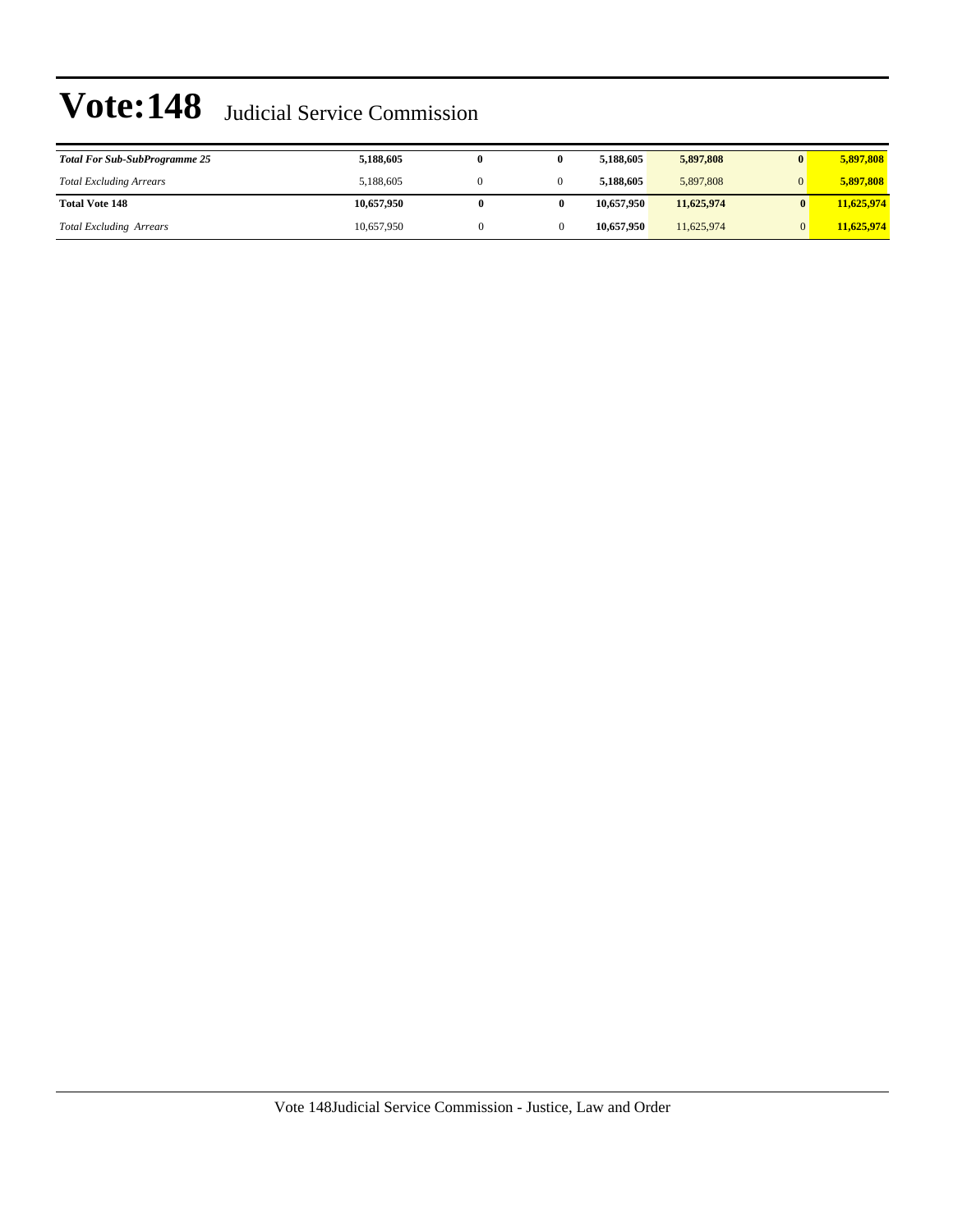| | | | | | | | |
|---|---|---|---|---|---|---|---|
| ***Total For Sub-SubProgramme 25*** | **5,188,605** | **0** | **0** | **5,188,605** | **5,897,808** | **0** | **5,897,808** |
| *Total Excluding Arrears* | 5,188,605 | 0 | 0 | **5,188,605** | 5,897,808 | 0 | **5,897,808** |
| **Total Vote 148** | **10,657,950** | **0** | **0** | **10,657,950** | **11,625,974** | **0** | **11,625,974** |
| *Total Excluding Arrears* | 10,657,950 | 0 | 0 | **10,657,950** | 11,625,974 | 0 | **11,625,974** |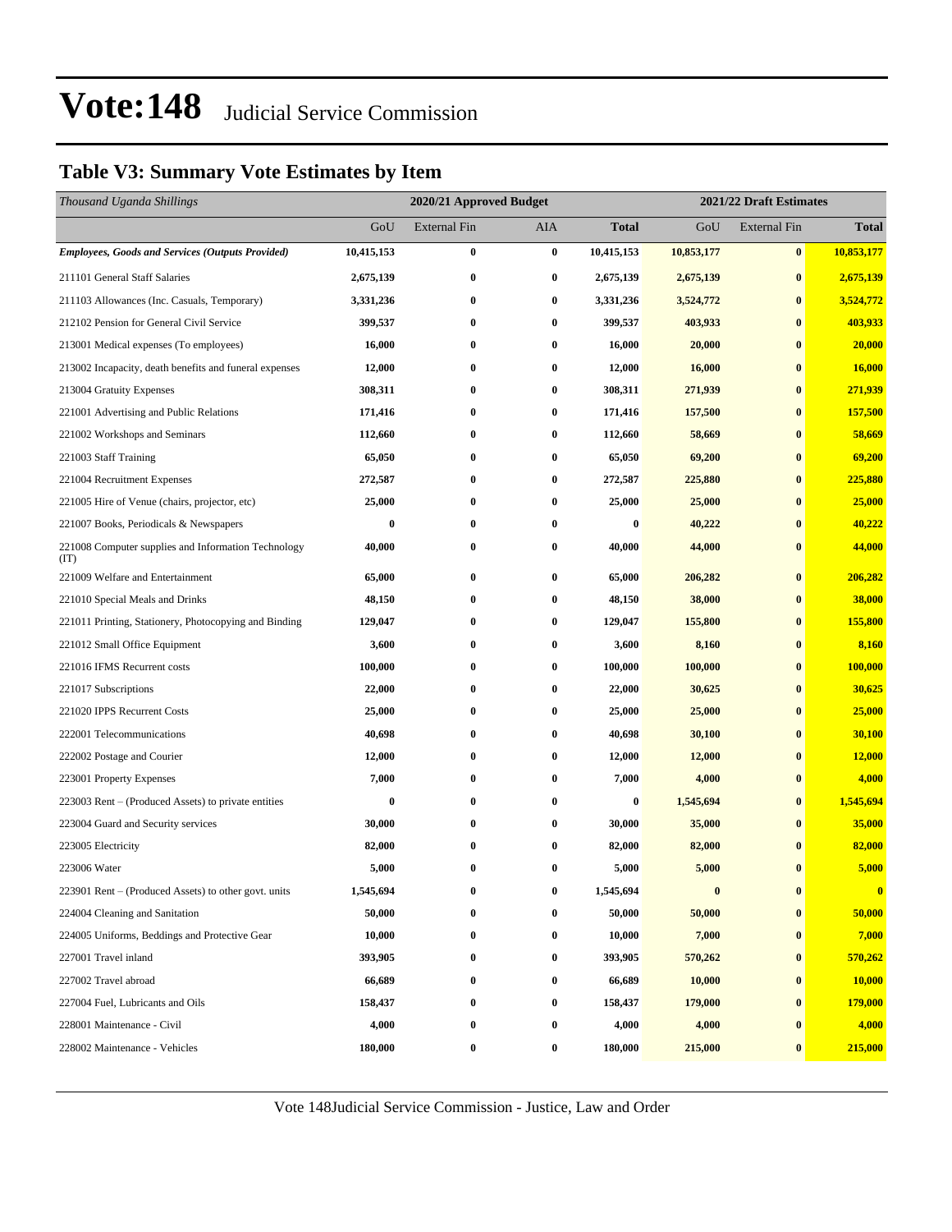# Vote:148 Judicial Service Commission

## Table V3: Summary Vote Estimates by Item

| *Thousand Uganda Shillings* | 2020/21 Approved Budget | | | | 2021/22 Draft Estimates | | |
|---|---|---|---|---|---|---|---|
| | GoU | External Fin | AIA | **Total** | GoU | External Fin | **Total** |
| ***Employees, Goods and Services (Outputs Provided)*** | **10,415,153** | **0** | **0** | **10,415,153** | **10,853,177** | **0** | **10,853,177** |
| 211101 General Staff Salaries | **2,675,139** | **0** | **0** | **2,675,139** | **2,675,139** | **0** | **2,675,139** |
| 211103 Allowances (Inc. Casuals, Temporary) | **3,331,236** | **0** | **0** | **3,331,236** | **3,524,772** | **0** | **3,524,772** |
| 212102 Pension for General Civil Service | **399,537** | **0** | **0** | **399,537** | **403,933** | **0** | **403,933** |
| 213001 Medical expenses (To employees) | **16,000** | **0** | **0** | **16,000** | **20,000** | **0** | **20,000** |
| 213002 Incapacity, death benefits and funeral expenses | **12,000** | **0** | **0** | **12,000** | **16,000** | **0** | **16,000** |
| 213004 Gratuity Expenses | **308,311** | **0** | **0** | **308,311** | **271,939** | **0** | **271,939** |
| 221001 Advertising and Public Relations | **171,416** | **0** | **0** | **171,416** | **157,500** | **0** | **157,500** |
| 221002 Workshops and Seminars | **112,660** | **0** | **0** | **112,660** | **58,669** | **0** | **58,669** |
| 221003 Staff Training | **65,050** | **0** | **0** | **65,050** | **69,200** | **0** | **69,200** |
| 221004 Recruitment Expenses | **272,587** | **0** | **0** | **272,587** | **225,880** | **0** | **225,880** |
| 221005 Hire of Venue (chairs, projector, etc) | **25,000** | **0** | **0** | **25,000** | **25,000** | **0** | **25,000** |
| 221007 Books, Periodicals & Newspapers | **0** | **0** | **0** | **0** | **40,222** | **0** | **40,222** |
| 221008 Computer supplies and Information Technology (IT) | **40,000** | **0** | **0** | **40,000** | **44,000** | **0** | **44,000** |
| 221009 Welfare and Entertainment | **65,000** | **0** | **0** | **65,000** | **206,282** | **0** | **206,282** |
| 221010 Special Meals and Drinks | **48,150** | **0** | **0** | **48,150** | **38,000** | **0** | **38,000** |
| 221011 Printing, Stationery, Photocopying and Binding | **129,047** | **0** | **0** | **129,047** | **155,800** | **0** | **155,800** |
| 221012 Small Office Equipment | **3,600** | **0** | **0** | **3,600** | **8,160** | **0** | **8,160** |
| 221016 IFMS Recurrent costs | **100,000** | **0** | **0** | **100,000** | **100,000** | **0** | **100,000** |
| 221017 Subscriptions | **22,000** | **0** | **0** | **22,000** | **30,625** | **0** | **30,625** |
| 221020 IPPS Recurrent Costs | **25,000** | **0** | **0** | **25,000** | **25,000** | **0** | **25,000** |
| 222001 Telecommunications | **40,698** | **0** | **0** | **40,698** | **30,100** | **0** | **30,100** |
| 222002 Postage and Courier | **12,000** | **0** | **0** | **12,000** | **12,000** | **0** | **12,000** |
| 223001 Property Expenses | **7,000** | **0** | **0** | **7,000** | **4,000** | **0** | **4,000** |
| 223003 Rent – (Produced Assets) to private entities | **0** | **0** | **0** | **0** | **1,545,694** | **0** | **1,545,694** |
| 223004 Guard and Security services | **30,000** | **0** | **0** | **30,000** | **35,000** | **0** | **35,000** |
| 223005 Electricity | **82,000** | **0** | **0** | **82,000** | **82,000** | **0** | **82,000** |
| 223006 Water | **5,000** | **0** | **0** | **5,000** | **5,000** | **0** | **5,000** |
| 223901 Rent – (Produced Assets) to other govt. units | **1,545,694** | **0** | **0** | **1,545,694** | **0** | **0** | **0** |
| 224004 Cleaning and Sanitation | **50,000** | **0** | **0** | **50,000** | **50,000** | **0** | **50,000** |
| 224005 Uniforms, Beddings and Protective Gear | **10,000** | **0** | **0** | **10,000** | **7,000** | **0** | **7,000** |
| 227001 Travel inland | **393,905** | **0** | **0** | **393,905** | **570,262** | **0** | **570,262** |
| 227002 Travel abroad | **66,689** | **0** | **0** | **66,689** | **10,000** | **0** | **10,000** |
| 227004 Fuel, Lubricants and Oils | **158,437** | **0** | **0** | **158,437** | **179,000** | **0** | **179,000** |
| 228001 Maintenance - Civil | **4,000** | **0** | **0** | **4,000** | **4,000** | **0** | **4,000** |
| 228002 Maintenance - Vehicles | **180,000** | **0** | **0** | **180,000** | **215,000** | **0** | **215,000** |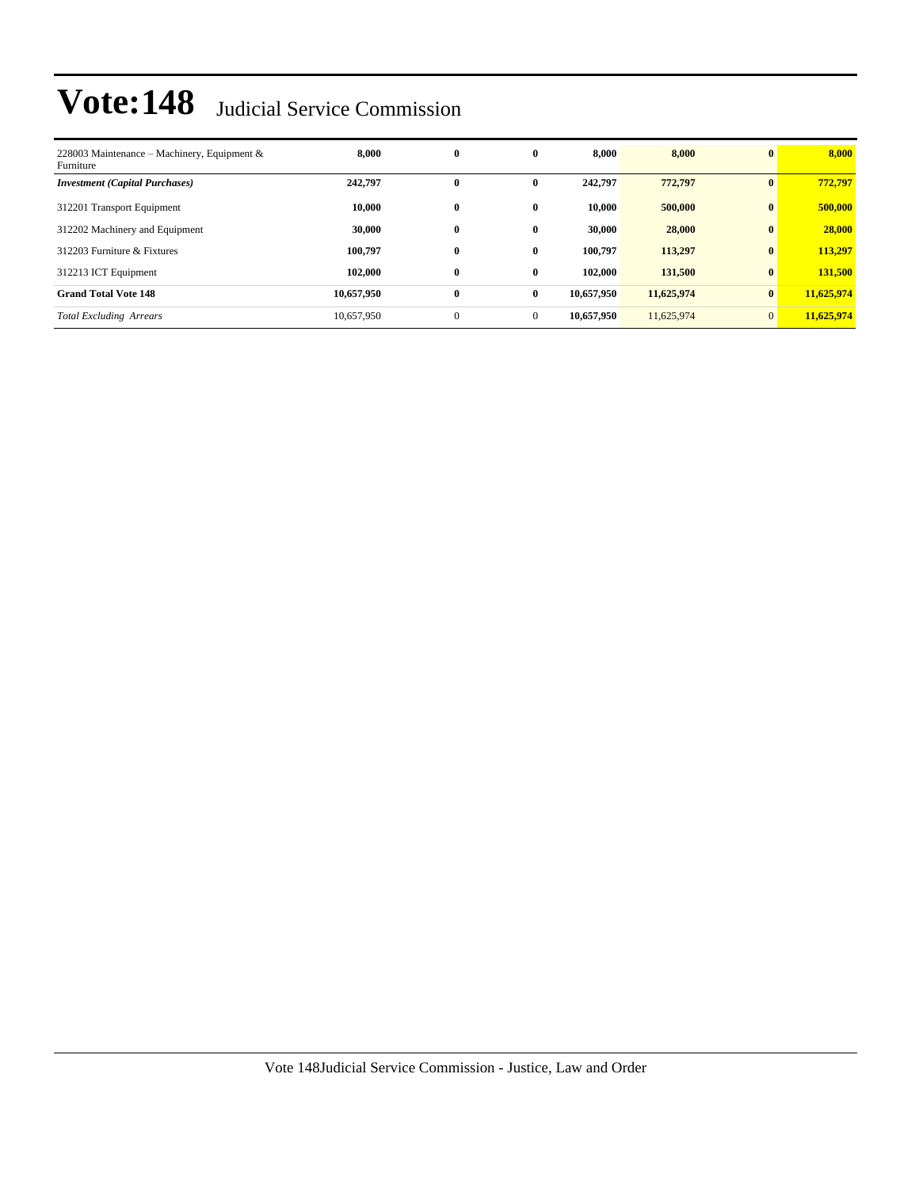# Vote:148 Judicial Service Commission

| | | | | | | | |
|---|---|---|---|---|---|---|---|
| 228003 Maintenance – Machinery, Equipment & Furniture | **8,000** | **0** | **0** | **8,000** | **8,000** | **0** | **8,000** |
| ***Investment (Capital Purchases)*** | **242,797** | **0** | **0** | **242,797** | **772,797** | **0** | **772,797** |
| 312201 Transport Equipment | **10,000** | **0** | **0** | **10,000** | **500,000** | **0** | **500,000** |
| 312202 Machinery and Equipment | **30,000** | **0** | **0** | **30,000** | **28,000** | **0** | **28,000** |
| 312203 Furniture & Fixtures | **100,797** | **0** | **0** | **100,797** | **113,297** | **0** | **113,297** |
| 312213 ICT Equipment | **102,000** | **0** | **0** | **102,000** | **131,500** | **0** | **131,500** |
| **Grand Total Vote 148** | **10,657,950** | **0** | **0** | **10,657,950** | **11,625,974** | **0** | **11,625,974** |
| *Total Excluding Arrears* | 10,657,950 | 0 | 0 | **10,657,950** | 11,625,974 | 0 | **11,625,974** |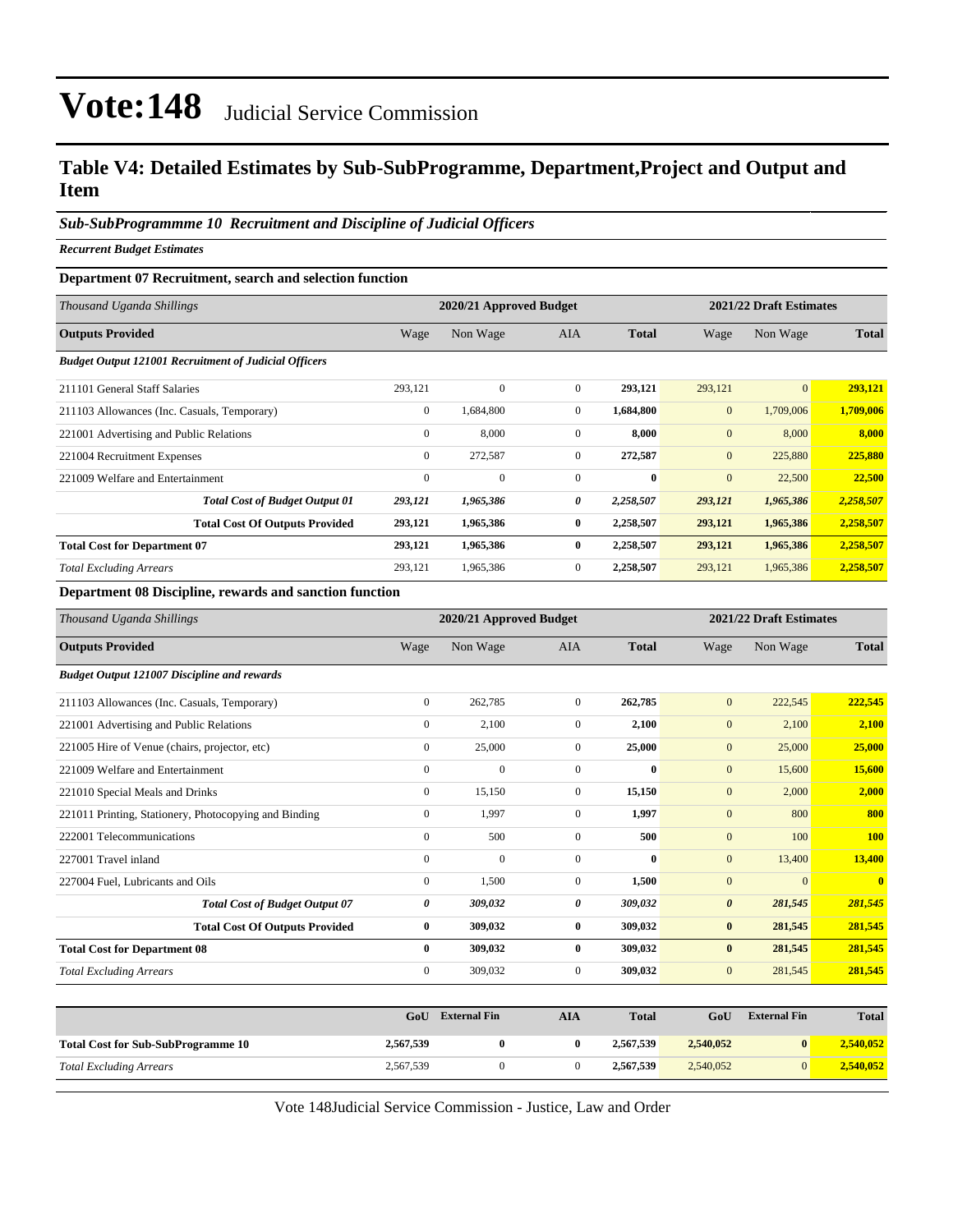# Vote:148 Judicial Service Commission

## Table V4: Detailed Estimates by Sub-SubProgramme, Department,Project and Output and Item

### *Sub-SubProgrammme 10 Recruitment and Discipline of Judicial Officers*

***Recurrent Budget Estimates***

**Department 07 Recruitment, search and selection function**

| *Thousand Uganda Shillings* | 2020/21 Approved Budget | | | | 2021/22 Draft Estimates | | |
|---|---|---|---|---|---|---|---|
| **Outputs Provided** | Wage | Non Wage | AIA | **Total** | Wage | Non Wage | **Total** |
| ***Budget Output 121001 Recruitment of Judicial Officers*** | | | | | | | |
| 211101 General Staff Salaries | 293,121 | 0 | 0 | **293,121** | 293,121 | 0 | **293,121** |
| 211103 Allowances (Inc. Casuals, Temporary) | 0 | 1,684,800 | 0 | **1,684,800** | 0 | 1,709,006 | **1,709,006** |
| 221001 Advertising and Public Relations | 0 | 8,000 | 0 | **8,000** | 0 | 8,000 | **8,000** |
| 221004 Recruitment Expenses | 0 | 272,587 | 0 | **272,587** | 0 | 225,880 | **225,880** |
| 221009 Welfare and Entertainment | 0 | 0 | 0 | **0** | 0 | 22,500 | **22,500** |
| ***Total Cost of Budget Output 01*** | ***293,121*** | ***1,965,386*** | ***0*** | ***2,258,507*** | ***293,121*** | ***1,965,386*** | ***2,258,507*** |
| **Total Cost Of Outputs Provided** | **293,121** | **1,965,386** | **0** | **2,258,507** | **293,121** | **1,965,386** | **2,258,507** |
| **Total Cost for Department 07** | **293,121** | **1,965,386** | **0** | **2,258,507** | **293,121** | **1,965,386** | **2,258,507** |
| *Total Excluding Arrears* | 293,121 | 1,965,386 | 0 | **2,258,507** | 293,121 | 1,965,386 | **2,258,507** |

**Department 08 Discipline, rewards and sanction function**

| *Thousand Uganda Shillings* | 2020/21 Approved Budget | | | | 2021/22 Draft Estimates | | |
|---|---|---|---|---|---|---|---|
| **Outputs Provided** | Wage | Non Wage | AIA | **Total** | Wage | Non Wage | **Total** |
| ***Budget Output 121007 Discipline and rewards*** | | | | | | | |
| 211103 Allowances (Inc. Casuals, Temporary) | 0 | 262,785 | 0 | **262,785** | 0 | 222,545 | **222,545** |
| 221001 Advertising and Public Relations | 0 | 2,100 | 0 | **2,100** | 0 | 2,100 | **2,100** |
| 221005 Hire of Venue (chairs, projector, etc) | 0 | 25,000 | 0 | **25,000** | 0 | 25,000 | **25,000** |
| 221009 Welfare and Entertainment | 0 | 0 | 0 | **0** | 0 | 15,600 | **15,600** |
| 221010 Special Meals and Drinks | 0 | 15,150 | 0 | **15,150** | 0 | 2,000 | **2,000** |
| 221011 Printing, Stationery, Photocopying and Binding | 0 | 1,997 | 0 | **1,997** | 0 | 800 | **800** |
| 222001 Telecommunications | 0 | 500 | 0 | **500** | 0 | 100 | **100** |
| 227001 Travel inland | 0 | 0 | 0 | **0** | 0 | 13,400 | **13,400** |
| 227004 Fuel, Lubricants and Oils | 0 | 1,500 | 0 | **1,500** | 0 | 0 | **0** |
| ***Total Cost of Budget Output 07*** | ***0*** | ***309,032*** | ***0*** | ***309,032*** | ***0*** | ***281,545*** | ***281,545*** |
| **Total Cost Of Outputs Provided** | **0** | **309,032** | **0** | **309,032** | **0** | **281,545** | **281,545** |
| **Total Cost for Department 08** | **0** | **309,032** | **0** | **309,032** | **0** | **281,545** | **281,545** |
| *Total Excluding Arrears* | 0 | 309,032 | 0 | **309,032** | 0 | 281,545 | **281,545** |

| | GoU | External Fin | AIA | Total | GoU | External Fin | Total |
|---|---|---|---|---|---|---|---|
| **Total Cost for Sub-SubProgramme 10** | **2,567,539** | **0** | **0** | **2,567,539** | **2,540,052** | **0** | **2,540,052** |
| *Total Excluding Arrears* | 2,567,539 | 0 | 0 | **2,567,539** | 2,540,052 | 0 | **2,540,052** |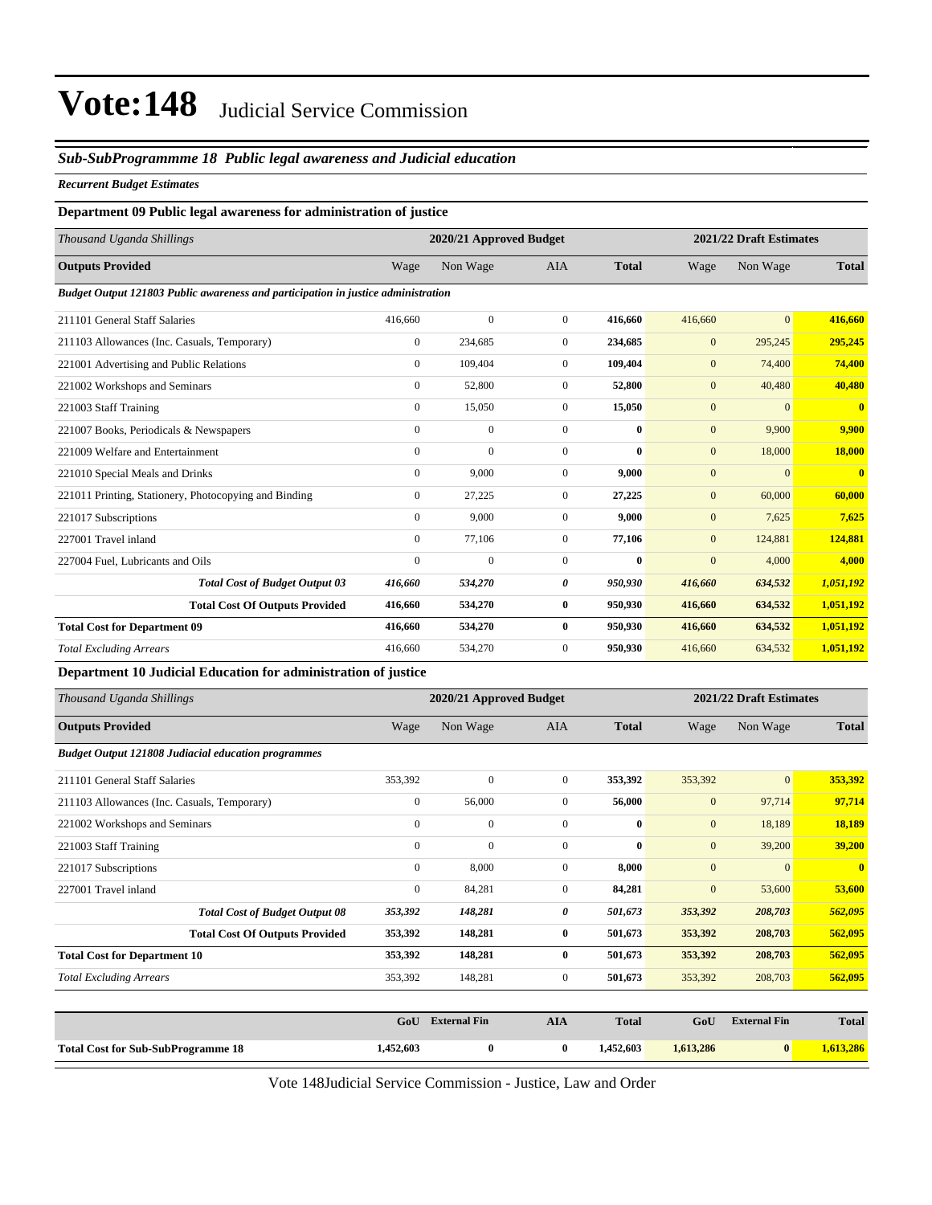# Vote:148 Judicial Service Commission

## *Sub-SubProgrammme 18 Public legal awareness and Judicial education*

***Recurrent Budget Estimates***

### Department 09 Public legal awareness for administration of justice

| *Thousand Uganda Shillings* | 2020/21 Approved Budget | | | | 2021/22 Draft Estimates | | |
|---|---|---|---|---|---|---|---|
| **Outputs Provided** | Wage | Non Wage | AIA | **Total** | Wage | Non Wage | **Total** |
| ***Budget Output 121803 Public awareness and participation in justice administration*** | | | | | | | |
| 211101 General Staff Salaries | 416,660 | 0 | 0 | **416,660** | 416,660 | 0 | **416,660** |
| 211103 Allowances (Inc. Casuals, Temporary) | 0 | 234,685 | 0 | **234,685** | 0 | 295,245 | **295,245** |
| 221001 Advertising and Public Relations | 0 | 109,404 | 0 | **109,404** | 0 | 74,400 | **74,400** |
| 221002 Workshops and Seminars | 0 | 52,800 | 0 | **52,800** | 0 | 40,480 | **40,480** |
| 221003 Staff Training | 0 | 15,050 | 0 | **15,050** | 0 | 0 | **0** |
| 221007 Books, Periodicals & Newspapers | 0 | 0 | 0 | **0** | 0 | 9,900 | **9,900** |
| 221009 Welfare and Entertainment | 0 | 0 | 0 | **0** | 0 | 18,000 | **18,000** |
| 221010 Special Meals and Drinks | 0 | 9,000 | 0 | **9,000** | 0 | 0 | **0** |
| 221011 Printing, Stationery, Photocopying and Binding | 0 | 27,225 | 0 | **27,225** | 0 | 60,000 | **60,000** |
| 221017 Subscriptions | 0 | 9,000 | 0 | **9,000** | 0 | 7,625 | **7,625** |
| 227001 Travel inland | 0 | 77,106 | 0 | **77,106** | 0 | 124,881 | **124,881** |
| 227004 Fuel, Lubricants and Oils | 0 | 0 | 0 | **0** | 0 | 4,000 | **4,000** |
| ***Total Cost of Budget Output 03*** | ***416,660*** | ***534,270*** | ***0*** | ***950,930*** | ***416,660*** | ***634,532*** | ***1,051,192*** |
| **Total Cost Of Outputs Provided** | **416,660** | **534,270** | **0** | **950,930** | **416,660** | **634,532** | **1,051,192** |
| **Total Cost for Department 09** | **416,660** | **534,270** | **0** | **950,930** | **416,660** | **634,532** | **1,051,192** |
| *Total Excluding Arrears* | 416,660 | 534,270 | 0 | **950,930** | 416,660 | 634,532 | **1,051,192** |

### Department 10 Judicial Education for administration of justice

| *Thousand Uganda Shillings* | 2020/21 Approved Budget | | | | 2021/22 Draft Estimates | | |
|---|---|---|---|---|---|---|---|
| **Outputs Provided** | Wage | Non Wage | AIA | **Total** | Wage | Non Wage | **Total** |
| ***Budget Output 121808 Judiacial education programmes*** | | | | | | | |
| 211101 General Staff Salaries | 353,392 | 0 | 0 | **353,392** | 353,392 | 0 | **353,392** |
| 211103 Allowances (Inc. Casuals, Temporary) | 0 | 56,000 | 0 | **56,000** | 0 | 97,714 | **97,714** |
| 221002 Workshops and Seminars | 0 | 0 | 0 | **0** | 0 | 18,189 | **18,189** |
| 221003 Staff Training | 0 | 0 | 0 | **0** | 0 | 39,200 | **39,200** |
| 221017 Subscriptions | 0 | 8,000 | 0 | **8,000** | 0 | 0 | **0** |
| 227001 Travel inland | 0 | 84,281 | 0 | **84,281** | 0 | 53,600 | **53,600** |
| ***Total Cost of Budget Output 08*** | ***353,392*** | ***148,281*** | ***0*** | ***501,673*** | ***353,392*** | ***208,703*** | ***562,095*** |
| **Total Cost Of Outputs Provided** | **353,392** | **148,281** | **0** | **501,673** | **353,392** | **208,703** | **562,095** |
| **Total Cost for Department 10** | **353,392** | **148,281** | **0** | **501,673** | **353,392** | **208,703** | **562,095** |
| *Total Excluding Arrears* | 353,392 | 148,281 | 0 | **501,673** | 353,392 | 208,703 | **562,095** |

| | GoU | External Fin | AIA | Total | GoU | External Fin | Total |
|---|---|---|---|---|---|---|---|
| **Total Cost for Sub-SubProgramme 18** | **1,452,603** | **0** | **0** | **1,452,603** | **1,613,286** | **0** | **1,613,286** |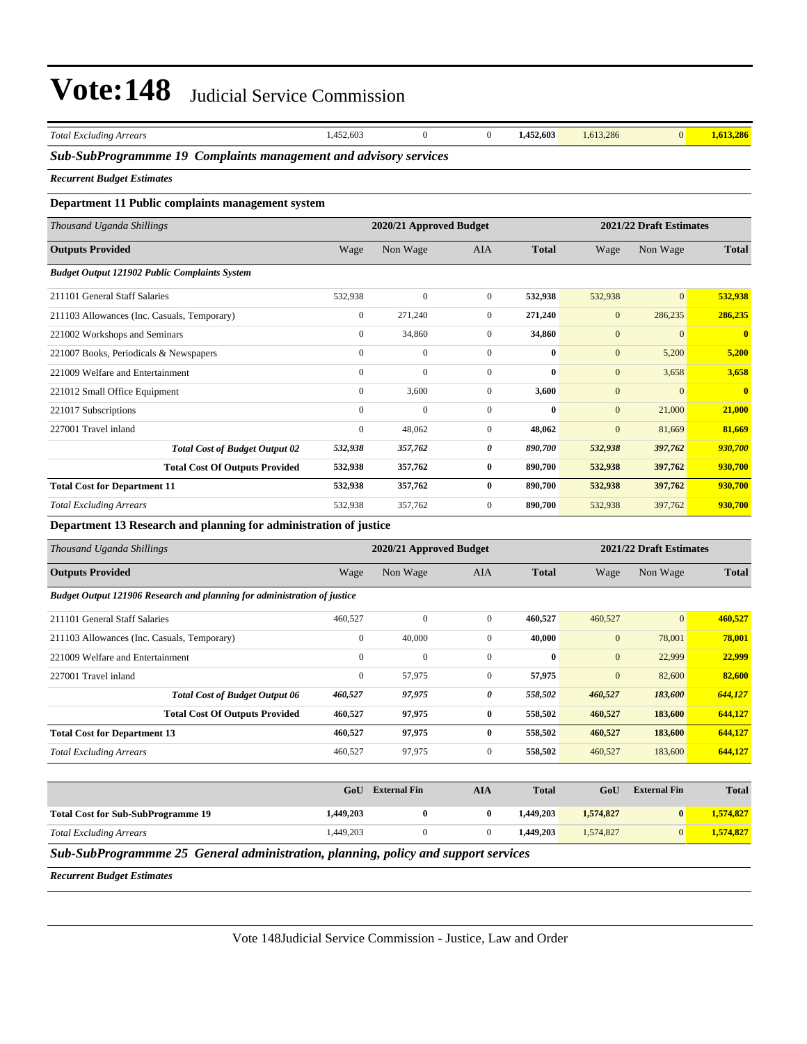| *Total Excluding Arrears* | 1,452,603 | 0 | 0 | **1,452,603** | 1,613,286 | 0 | **1,613,286** |
|---|---|---|---|---|---|---|---|

### *Sub-SubProgrammme 19 Complaints management and advisory services*

***Recurrent Budget Estimates***

#### Department 11 Public complaints management system

| *Thousand Uganda Shillings* | 2020/21 Approved Budget | | | | 2021/22 Draft Estimates | | |
|---|---|---|---|---|---|---|---|
| **Outputs Provided** | Wage | Non Wage | AIA | **Total** | Wage | Non Wage | **Total** |
| ***Budget Output 121902 Public Complaints System*** | | | | | | | |
| 211101 General Staff Salaries | 532,938 | 0 | 0 | **532,938** | 532,938 | 0 | **532,938** |
| 211103 Allowances (Inc. Casuals, Temporary) | 0 | 271,240 | 0 | **271,240** | 0 | 286,235 | **286,235** |
| 221002 Workshops and Seminars | 0 | 34,860 | 0 | **34,860** | 0 | 0 | **0** |
| 221007 Books, Periodicals & Newspapers | 0 | 0 | 0 | **0** | 0 | 5,200 | **5,200** |
| 221009 Welfare and Entertainment | 0 | 0 | 0 | **0** | 0 | 3,658 | **3,658** |
| 221012 Small Office Equipment | 0 | 3,600 | 0 | **3,600** | 0 | 0 | **0** |
| 221017 Subscriptions | 0 | 0 | 0 | **0** | 0 | 21,000 | **21,000** |
| 227001 Travel inland | 0 | 48,062 | 0 | **48,062** | 0 | 81,669 | **81,669** |
| ***Total Cost of Budget Output 02*** | ***532,938*** | ***357,762*** | ***0*** | ***890,700*** | ***532,938*** | ***397,762*** | ***930,700*** |
| **Total Cost Of Outputs Provided** | **532,938** | **357,762** | **0** | **890,700** | **532,938** | **397,762** | **930,700** |
| **Total Cost for Department 11** | **532,938** | **357,762** | **0** | **890,700** | **532,938** | **397,762** | **930,700** |
| *Total Excluding Arrears* | 532,938 | 357,762 | 0 | **890,700** | 532,938 | 397,762 | **930,700** |

#### Department 13 Research and planning for administration of justice

| *Thousand Uganda Shillings* | 2020/21 Approved Budget | | | | 2021/22 Draft Estimates | | |
|---|---|---|---|---|---|---|---|
| **Outputs Provided** | Wage | Non Wage | AIA | **Total** | Wage | Non Wage | **Total** |
| ***Budget Output 121906 Research and planning for administration of justice*** | | | | | | | |
| 211101 General Staff Salaries | 460,527 | 0 | 0 | **460,527** | 460,527 | 0 | **460,527** |
| 211103 Allowances (Inc. Casuals, Temporary) | 0 | 40,000 | 0 | **40,000** | 0 | 78,001 | **78,001** |
| 221009 Welfare and Entertainment | 0 | 0 | 0 | **0** | 0 | 22,999 | **22,999** |
| 227001 Travel inland | 0 | 57,975 | 0 | **57,975** | 0 | 82,600 | **82,600** |
| ***Total Cost of Budget Output 06*** | ***460,527*** | ***97,975*** | ***0*** | ***558,502*** | ***460,527*** | ***183,600*** | ***644,127*** |
| **Total Cost Of Outputs Provided** | **460,527** | **97,975** | **0** | **558,502** | **460,527** | **183,600** | **644,127** |
| **Total Cost for Department 13** | **460,527** | **97,975** | **0** | **558,502** | **460,527** | **183,600** | **644,127** |
| *Total Excluding Arrears* | 460,527 | 97,975 | 0 | **558,502** | 460,527 | 183,600 | **644,127** |

| | **GoU** | **External Fin** | **AIA** | **Total** | **GoU** | **External Fin** | **Total** |
|---|---|---|---|---|---|---|---|
| **Total Cost for Sub-SubProgramme 19** | **1,449,203** | **0** | **0** | **1,449,203** | **1,574,827** | **0** | **1,574,827** |
| *Total Excluding Arrears* | 1,449,203 | 0 | 0 | **1,449,203** | 1,574,827 | 0 | **1,574,827** |

### *Sub-SubProgrammme 25 General administration, planning, policy and support services*

***Recurrent Budget Estimates***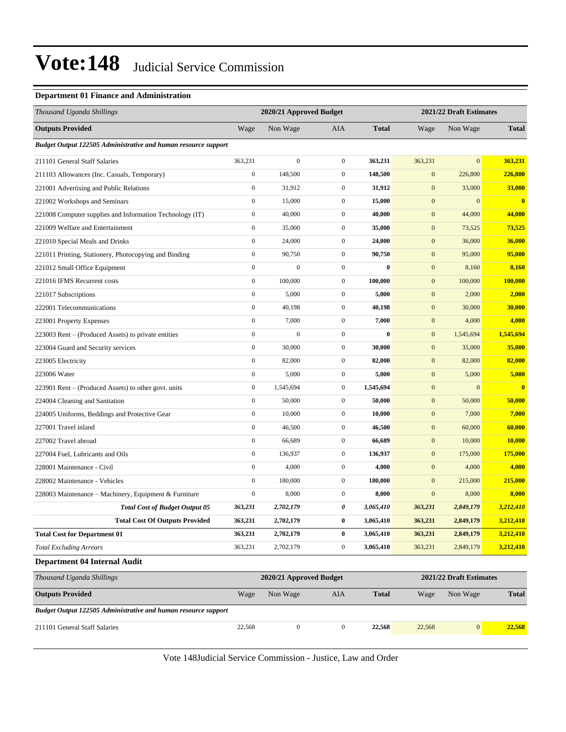# Vote:148 Judicial Service Commission

### Department 01 Finance and Administration

| *Thousand Uganda Shillings* | 2020/21 Approved Budget | | | | 2021/22 Draft Estimates | | |
|---|---|---|---|---|---|---|---|
| **Outputs Provided** | Wage | Non Wage | AIA | **Total** | Wage | Non Wage | **Total** |
| ***Budget Output 122505 Administrative and human resource support*** | | | | | | | |
| 211101 General Staff Salaries | 363,231 | 0 | 0 | **363,231** | 363,231 | 0 | **363,231** |
| 211103 Allowances (Inc. Casuals, Temporary) | 0 | 148,500 | 0 | **148,500** | 0 | 226,800 | **226,800** |
| 221001 Advertising and Public Relations | 0 | 31,912 | 0 | **31,912** | 0 | 33,000 | **33,000** |
| 221002 Workshops and Seminars | 0 | 15,000 | 0 | **15,000** | 0 | 0 | **0** |
| 221008 Computer supplies and Information Technology (IT) | 0 | 40,000 | 0 | **40,000** | 0 | 44,000 | **44,000** |
| 221009 Welfare and Entertainment | 0 | 35,000 | 0 | **35,000** | 0 | 73,525 | **73,525** |
| 221010 Special Meals and Drinks | 0 | 24,000 | 0 | **24,000** | 0 | 36,000 | **36,000** |
| 221011 Printing, Stationery, Photocopying and Binding | 0 | 90,750 | 0 | **90,750** | 0 | 95,000 | **95,000** |
| 221012 Small Office Equipment | 0 | 0 | 0 | **0** | 0 | 8,160 | **8,160** |
| 221016 IFMS Recurrent costs | 0 | 100,000 | 0 | **100,000** | 0 | 100,000 | **100,000** |
| 221017 Subscriptions | 0 | 5,000 | 0 | **5,000** | 0 | 2,000 | **2,000** |
| 222001 Telecommunications | 0 | 40,198 | 0 | **40,198** | 0 | 30,000 | **30,000** |
| 223001 Property Expenses | 0 | 7,000 | 0 | **7,000** | 0 | 4,000 | **4,000** |
| 223003 Rent – (Produced Assets) to private entities | 0 | 0 | 0 | **0** | 0 | 1,545,694 | **1,545,694** |
| 223004 Guard and Security services | 0 | 30,000 | 0 | **30,000** | 0 | 35,000 | **35,000** |
| 223005 Electricity | 0 | 82,000 | 0 | **82,000** | 0 | 82,000 | **82,000** |
| 223006 Water | 0 | 5,000 | 0 | **5,000** | 0 | 5,000 | **5,000** |
| 223901 Rent – (Produced Assets) to other govt. units | 0 | 1,545,694 | 0 | **1,545,694** | 0 | 0 | **0** |
| 224004 Cleaning and Sanitation | 0 | 50,000 | 0 | **50,000** | 0 | 50,000 | **50,000** |
| 224005 Uniforms, Beddings and Protective Gear | 0 | 10,000 | 0 | **10,000** | 0 | 7,000 | **7,000** |
| 227001 Travel inland | 0 | 46,500 | 0 | **46,500** | 0 | 60,000 | **60,000** |
| 227002 Travel abroad | 0 | 66,689 | 0 | **66,689** | 0 | 10,000 | **10,000** |
| 227004 Fuel, Lubricants and Oils | 0 | 136,937 | 0 | **136,937** | 0 | 175,000 | **175,000** |
| 228001 Maintenance - Civil | 0 | 4,000 | 0 | **4,000** | 0 | 4,000 | **4,000** |
| 228002 Maintenance - Vehicles | 0 | 180,000 | 0 | **180,000** | 0 | 215,000 | **215,000** |
| 228003 Maintenance – Machinery, Equipment & Furniture | 0 | 8,000 | 0 | **8,000** | 0 | 8,000 | **8,000** |
| ***Total Cost of Budget Output 05*** | ***363,231*** | ***2,702,179*** | ***0*** | ***3,065,410*** | ***363,231*** | ***2,849,179*** | ***3,212,410*** |
| **Total Cost Of Outputs Provided** | **363,231** | **2,702,179** | **0** | **3,065,410** | **363,231** | **2,849,179** | **3,212,410** |
| **Total Cost for Department 01** | **363,231** | **2,702,179** | **0** | **3,065,410** | **363,231** | **2,849,179** | **3,212,410** |
| *Total Excluding Arrears* | 363,231 | 2,702,179 | 0 | **3,065,410** | 363,231 | 2,849,179 | **3,212,410** |

### Department 04 Internal Audit

| *Thousand Uganda Shillings* | 2020/21 Approved Budget | | | | 2021/22 Draft Estimates | | |
|---|---|---|---|---|---|---|---|
| **Outputs Provided** | Wage | Non Wage | AIA | **Total** | Wage | Non Wage | **Total** |
| ***Budget Output 122505 Administrative and human resource support*** | | | | | | | |
| 211101 General Staff Salaries | 22,568 | 0 | 0 | **22,568** | 22,568 | 0 | **22,568** |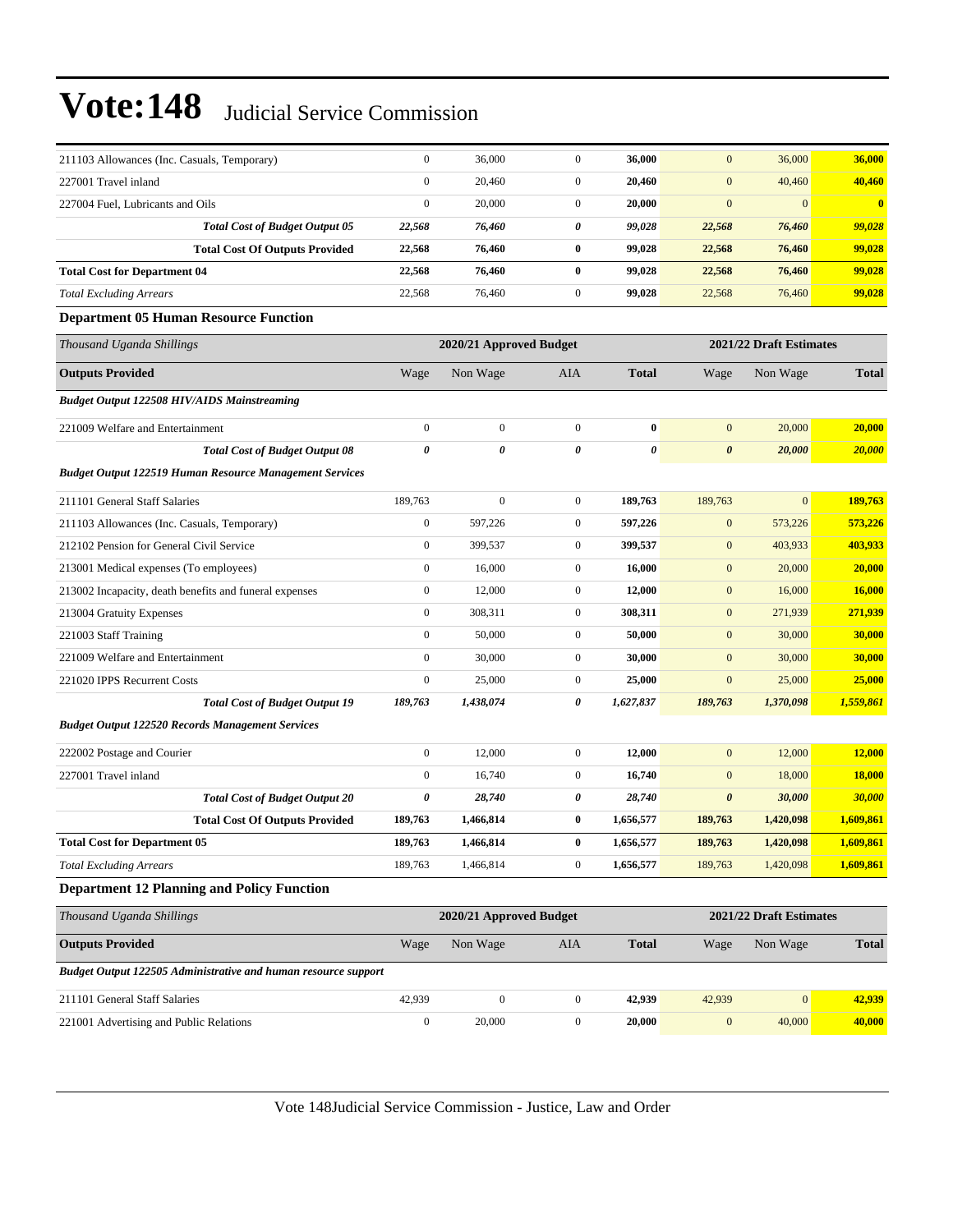| | | | | | | | |
|---|---|---|---|---|---|---|---|
| 211103 Allowances (Inc. Casuals, Temporary) | 0 | 36,000 | 0 | **36,000** | 0 | 36,000 | **36,000** |
| 227001 Travel inland | 0 | 20,460 | 0 | **20,460** | 0 | 40,460 | **40,460** |
| 227004 Fuel, Lubricants and Oils | 0 | 20,000 | 0 | **20,000** | 0 | 0 | **0** |
| ***Total Cost of Budget Output 05*** | ***22,568*** | ***76,460*** | ***0*** | ***99,028*** | ***22,568*** | ***76,460*** | ***99,028*** |
| **Total Cost Of Outputs Provided** | **22,568** | **76,460** | **0** | **99,028** | **22,568** | **76,460** | **99,028** |
| **Total Cost for Department 04** | **22,568** | **76,460** | **0** | **99,028** | **22,568** | **76,460** | **99,028** |
| *Total Excluding Arrears* | 22,568 | 76,460 | 0 | **99,028** | 22,568 | 76,460 | **99,028** |

### Department 05 Human Resource Function

| *Thousand Uganda Shillings* | 2020/21 Approved Budget | | | | 2021/22 Draft Estimates | | |
|---|---|---|---|---|---|---|---|
| **Outputs Provided** | Wage | Non Wage | AIA | **Total** | Wage | Non Wage | **Total** |
| ***Budget Output 122508 HIV/AIDS Mainstreaming*** | | | | | | | |
| 221009 Welfare and Entertainment | 0 | 0 | 0 | **0** | 0 | 20,000 | **20,000** |
| ***Total Cost of Budget Output 08*** | ***0*** | ***0*** | ***0*** | ***0*** | ***0*** | ***20,000*** | ***20,000*** |
| ***Budget Output 122519 Human Resource Management Services*** | | | | | | | |
| 211101 General Staff Salaries | 189,763 | 0 | 0 | **189,763** | 189,763 | 0 | **189,763** |
| 211103 Allowances (Inc. Casuals, Temporary) | 0 | 597,226 | 0 | **597,226** | 0 | 573,226 | **573,226** |
| 212102 Pension for General Civil Service | 0 | 399,537 | 0 | **399,537** | 0 | 403,933 | **403,933** |
| 213001 Medical expenses (To employees) | 0 | 16,000 | 0 | **16,000** | 0 | 20,000 | **20,000** |
| 213002 Incapacity, death benefits and funeral expenses | 0 | 12,000 | 0 | **12,000** | 0 | 16,000 | **16,000** |
| 213004 Gratuity Expenses | 0 | 308,311 | 0 | **308,311** | 0 | 271,939 | **271,939** |
| 221003 Staff Training | 0 | 50,000 | 0 | **50,000** | 0 | 30,000 | **30,000** |
| 221009 Welfare and Entertainment | 0 | 30,000 | 0 | **30,000** | 0 | 30,000 | **30,000** |
| 221020 IPPS Recurrent Costs | 0 | 25,000 | 0 | **25,000** | 0 | 25,000 | **25,000** |
| ***Total Cost of Budget Output 19*** | ***189,763*** | ***1,438,074*** | ***0*** | ***1,627,837*** | ***189,763*** | ***1,370,098*** | ***1,559,861*** |
| ***Budget Output 122520 Records Management Services*** | | | | | | | |
| 222002 Postage and Courier | 0 | 12,000 | 0 | **12,000** | 0 | 12,000 | **12,000** |
| 227001 Travel inland | 0 | 16,740 | 0 | **16,740** | 0 | 18,000 | **18,000** |
| ***Total Cost of Budget Output 20*** | ***0*** | ***28,740*** | ***0*** | ***28,740*** | ***0*** | ***30,000*** | ***30,000*** |
| **Total Cost Of Outputs Provided** | **189,763** | **1,466,814** | **0** | **1,656,577** | **189,763** | **1,420,098** | **1,609,861** |
| **Total Cost for Department 05** | **189,763** | **1,466,814** | **0** | **1,656,577** | **189,763** | **1,420,098** | **1,609,861** |
| *Total Excluding Arrears* | 189,763 | 1,466,814 | 0 | **1,656,577** | 189,763 | 1,420,098 | **1,609,861** |

### Department 12 Planning and Policy Function

| *Thousand Uganda Shillings* | 2020/21 Approved Budget | | | | 2021/22 Draft Estimates | | |
|---|---|---|---|---|---|---|---|
| **Outputs Provided** | Wage | Non Wage | AIA | **Total** | Wage | Non Wage | **Total** |
| ***Budget Output 122505 Administrative and human resource support*** | | | | | | | |
| 211101 General Staff Salaries | 42,939 | 0 | 0 | **42,939** | 42,939 | 0 | **42,939** |
| 221001 Advertising and Public Relations | 0 | 20,000 | 0 | **20,000** | 0 | 40,000 | **40,000** |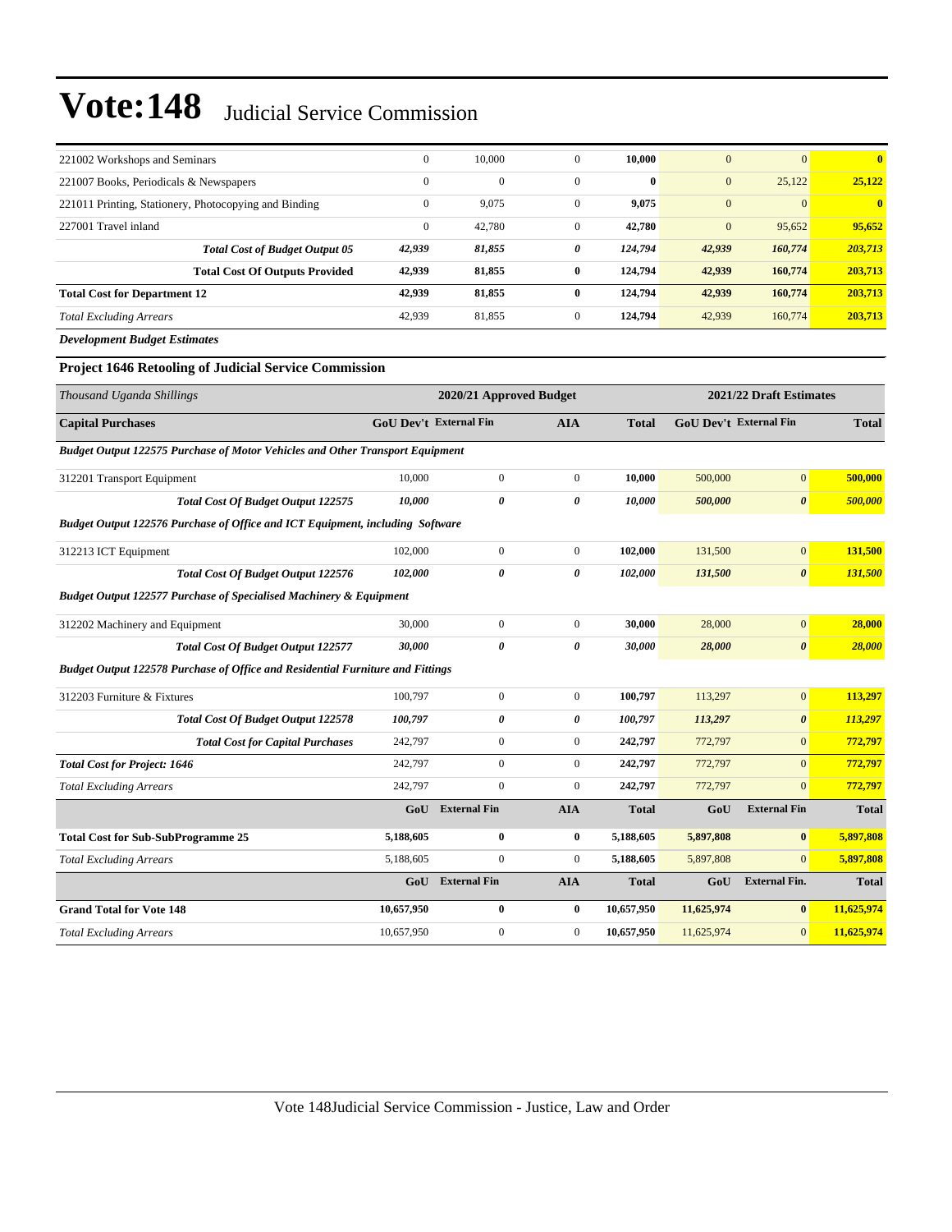# Vote:148 Judicial Service Commission

| | | | | | | | |
|---|---|---|---|---|---|---|---|
| 221002 Workshops and Seminars | 0 | 10,000 | 0 | **10,000** | 0 | 0 | **0** |
| 221007 Books, Periodicals & Newspapers | 0 | 0 | 0 | **0** | 0 | 25,122 | **25,122** |
| 221011 Printing, Stationery, Photocopying and Binding | 0 | 9,075 | 0 | **9,075** | 0 | 0 | **0** |
| 227001 Travel inland | 0 | 42,780 | 0 | **42,780** | 0 | 95,652 | **95,652** |
| ***Total Cost of Budget Output 05*** | ***42,939*** | ***81,855*** | ***0*** | ***124,794*** | ***42,939*** | ***160,774*** | ***203,713*** |
| **Total Cost Of Outputs Provided** | **42,939** | **81,855** | **0** | **124,794** | **42,939** | **160,774** | **203,713** |
| **Total Cost for Department 12** | **42,939** | **81,855** | **0** | **124,794** | **42,939** | **160,774** | **203,713** |
| *Total Excluding Arrears* | 42,939 | 81,855 | 0 | **124,794** | 42,939 | 160,774 | **203,713** |

***Development Budget Estimates***

### Project 1646 Retooling of Judicial Service Commission

| *Thousand Uganda Shillings* | 2020/21 Approved Budget | | | | 2021/22 Draft Estimates | | |
|---|---|---|---|---|---|---|---|
| **Capital Purchases** | **GoU Dev't** | **External Fin** | **AIA** | **Total** | **GoU Dev't** | **External Fin** | **Total** |
| ***Budget Output 122575 Purchase of Motor Vehicles and Other Transport Equipment*** | | | | | | | |
| 312201 Transport Equipment | 10,000 | 0 | 0 | **10,000** | 500,000 | 0 | **500,000** |
| ***Total Cost Of Budget Output 122575*** | ***10,000*** | ***0*** | ***0*** | ***10,000*** | ***500,000*** | ***0*** | ***500,000*** |
| ***Budget Output 122576 Purchase of Office and ICT Equipment, including Software*** | | | | | | | |
| 312213 ICT Equipment | 102,000 | 0 | 0 | **102,000** | 131,500 | 0 | **131,500** |
| ***Total Cost Of Budget Output 122576*** | ***102,000*** | ***0*** | ***0*** | ***102,000*** | ***131,500*** | ***0*** | ***131,500*** |
| ***Budget Output 122577 Purchase of Specialised Machinery & Equipment*** | | | | | | | |
| 312202 Machinery and Equipment | 30,000 | 0 | 0 | **30,000** | 28,000 | 0 | **28,000** |
| ***Total Cost Of Budget Output 122577*** | ***30,000*** | ***0*** | ***0*** | ***30,000*** | ***28,000*** | ***0*** | ***28,000*** |
| ***Budget Output 122578 Purchase of Office and Residential Furniture and Fittings*** | | | | | | | |
| 312203 Furniture & Fixtures | 100,797 | 0 | 0 | **100,797** | 113,297 | 0 | **113,297** |
| ***Total Cost Of Budget Output 122578*** | ***100,797*** | ***0*** | ***0*** | ***100,797*** | ***113,297*** | ***0*** | ***113,297*** |
| ***Total Cost for Capital Purchases*** | 242,797 | 0 | 0 | **242,797** | 772,797 | 0 | **772,797** |
| ***Total Cost for Project: 1646*** | 242,797 | 0 | 0 | **242,797** | 772,797 | 0 | **772,797** |
| *Total Excluding Arrears* | 242,797 | 0 | 0 | **242,797** | 772,797 | 0 | **772,797** |
| | **GoU** | **External Fin** | **AIA** | **Total** | **GoU** | **External Fin** | **Total** |
| **Total Cost for Sub-SubProgramme 25** | **5,188,605** | **0** | **0** | **5,188,605** | **5,897,808** | **0** | **5,897,808** |
| *Total Excluding Arrears* | 5,188,605 | 0 | 0 | **5,188,605** | 5,897,808 | 0 | **5,897,808** |
| | **GoU** | **External Fin** | **AIA** | **Total** | **GoU** | **External Fin.** | **Total** |
| **Grand Total for Vote 148** | **10,657,950** | **0** | **0** | **10,657,950** | **11,625,974** | **0** | **11,625,974** |
| *Total Excluding Arrears* | 10,657,950 | 0 | 0 | **10,657,950** | 11,625,974 | 0 | **11,625,974** |